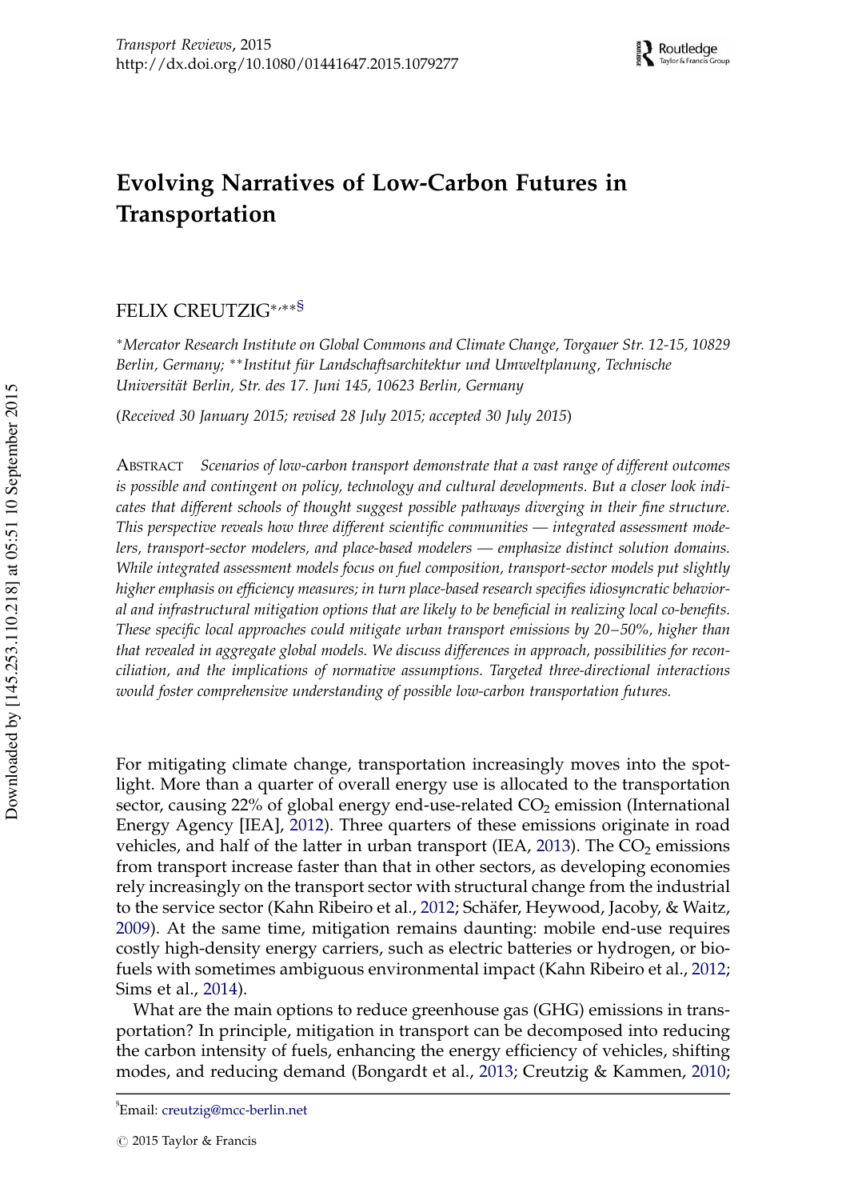# Evolving Narratives of Low-Carbon Futures in Transportation

FELIX CREUTZIG*,**§

*Mercator Research Institute on Global Commons and Climate Change, Torgauer Str. 12-15, 10829 Berlin, Germany; **Institut für Landschaftsarchitektur und Umweltplanung, Technische Universität Berlin, Str. des 17. Juni 145, 10623 Berlin, Germany*

(*Received 30 January 2015; revised 28 July 2015; accepted 30 July 2015*)

ABSTRACT *Scenarios of low-carbon transport demonstrate that a vast range of different outcomes is possible and contingent on policy, technology and cultural developments. But a closer look indicates that different schools of thought suggest possible pathways diverging in their fine structure. This perspective reveals how three different scientific communities — integrated assessment modelers, transport-sector modelers, and place-based modelers — emphasize distinct solution domains. While integrated assessment models focus on fuel composition, transport-sector models put slightly higher emphasis on efficiency measures; in turn place-based research specifies idiosyncratic behavioral and infrastructural mitigation options that are likely to be beneficial in realizing local co-benefits. These specific local approaches could mitigate urban transport emissions by 20–50%, higher than that revealed in aggregate global models. We discuss differences in approach, possibilities for reconciliation, and the implications of normative assumptions. Targeted three-directional interactions would foster comprehensive understanding of possible low-carbon transportation futures.*

For mitigating climate change, transportation increasingly moves into the spotlight. More than a quarter of overall energy use is allocated to the transportation sector, causing 22% of global energy end-use-related $CO_2$ emission (International Energy Agency [IEA], 2012). Three quarters of these emissions originate in road vehicles, and half of the latter in urban transport (IEA, 2013). The $CO_2$ emissions from transport increase faster than that in other sectors, as developing economies rely increasingly on the transport sector with structural change from the industrial to the service sector (Kahn Ribeiro et al., 2012; Schäfer, Heywood, Jacoby, & Waitz, 2009). At the same time, mitigation remains daunting: mobile end-use requires costly high-density energy carriers, such as electric batteries or hydrogen, or biofuels with sometimes ambiguous environmental impact (Kahn Ribeiro et al., 2012; Sims et al., 2014).

What are the main options to reduce greenhouse gas (GHG) emissions in transportation? In principle, mitigation in transport can be decomposed into reducing the carbon intensity of fuels, enhancing the energy efficiency of vehicles, shifting modes, and reducing demand (Bongardt et al., 2013; Creutzig & Kammen, 2010;

§Email: creutzig@mcc-berlin.net

© 2015 Taylor & Francis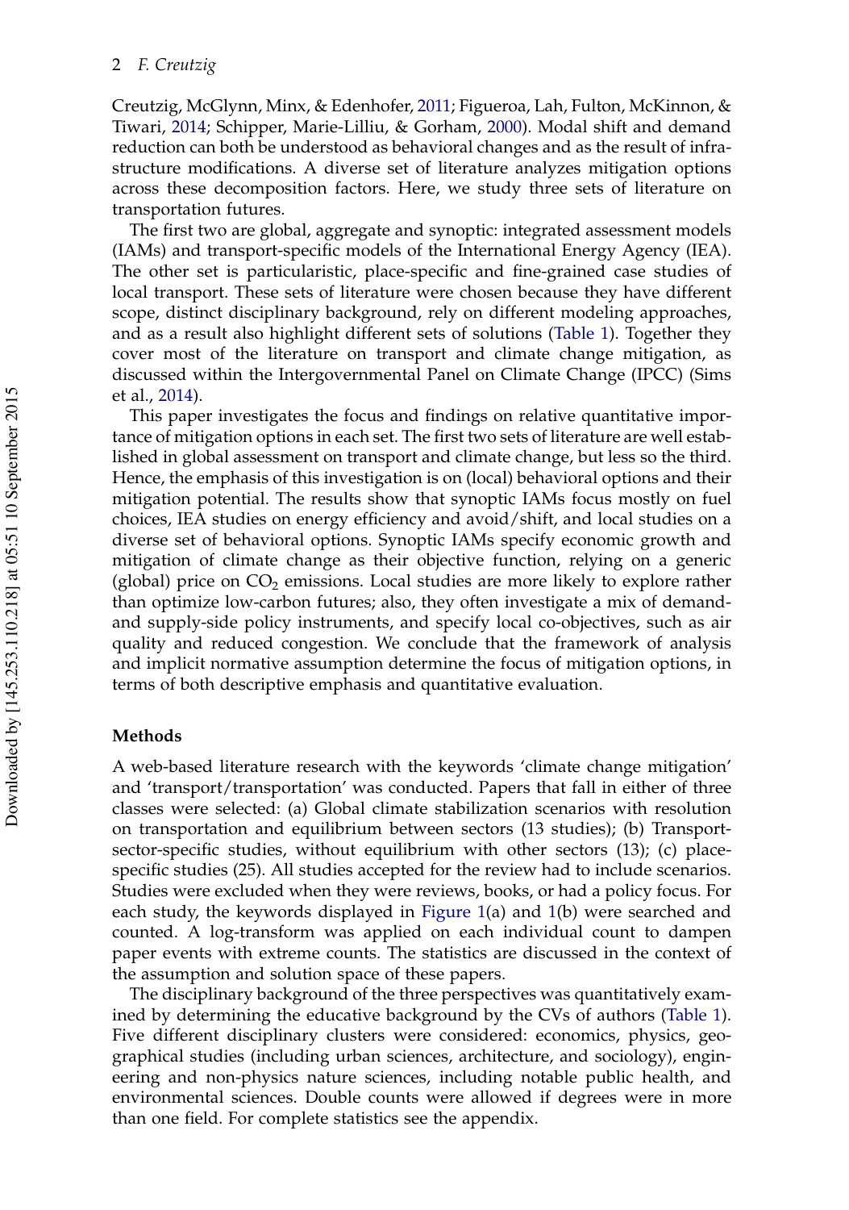Creutzig, McGlynn, Minx, & Edenhofer, 2011; Figueroa, Lah, Fulton, McKinnon, & Tiwari, 2014; Schipper, Marie-Lilliu, & Gorham, 2000). Modal shift and demand reduction can both be understood as behavioral changes and as the result of infrastructure modifications. A diverse set of literature analyzes mitigation options across these decomposition factors. Here, we study three sets of literature on transportation futures.

The first two are global, aggregate and synoptic: integrated assessment models (IAMs) and transport-specific models of the International Energy Agency (IEA). The other set is particularistic, place-specific and fine-grained case studies of local transport. These sets of literature were chosen because they have different scope, distinct disciplinary background, rely on different modeling approaches, and as a result also highlight different sets of solutions (Table 1). Together they cover most of the literature on transport and climate change mitigation, as discussed within the Intergovernmental Panel on Climate Change (IPCC) (Sims et al., 2014).

This paper investigates the focus and findings on relative quantitative importance of mitigation options in each set. The first two sets of literature are well established in global assessment on transport and climate change, but less so the third. Hence, the emphasis of this investigation is on (local) behavioral options and their mitigation potential. The results show that synoptic IAMs focus mostly on fuel choices, IEA studies on energy efficiency and avoid/shift, and local studies on a diverse set of behavioral options. Synoptic IAMs specify economic growth and mitigation of climate change as their objective function, relying on a generic (global) price on $CO_2$ emissions. Local studies are more likely to explore rather than optimize low-carbon futures; also, they often investigate a mix of demand- and supply-side policy instruments, and specify local co-objectives, such as air quality and reduced congestion. We conclude that the framework of analysis and implicit normative assumption determine the focus of mitigation options, in terms of both descriptive emphasis and quantitative evaluation.

## Methods

A web-based literature research with the keywords 'climate change mitigation' and 'transport/transportation' was conducted. Papers that fall in either of three classes were selected: (a) Global climate stabilization scenarios with resolution on transportation and equilibrium between sectors (13 studies); (b) Transport-sector-specific studies, without equilibrium with other sectors (13); (c) place-specific studies (25). All studies accepted for the review had to include scenarios. Studies were excluded when they were reviews, books, or had a policy focus. For each study, the keywords displayed in Figure 1(a) and 1(b) were searched and counted. A log-transform was applied on each individual count to dampen paper events with extreme counts. The statistics are discussed in the context of the assumption and solution space of these papers.

The disciplinary background of the three perspectives was quantitatively examined by determining the educative background by the CVs of authors (Table 1). Five different disciplinary clusters were considered: economics, physics, geographical studies (including urban sciences, architecture, and sociology), engineering and non-physics nature sciences, including notable public health, and environmental sciences. Double counts were allowed if degrees were in more than one field. For complete statistics see the appendix.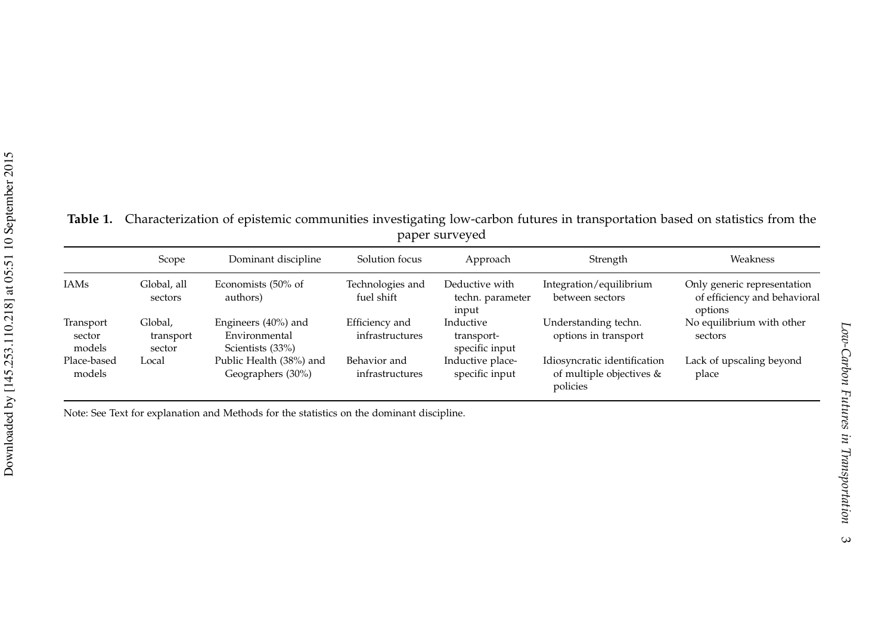**Table 1.** Characterization of epistemic communities investigating low-carbon futures in transportation based on statistics from the paper surveyed

| | Scope | Dominant discipline | Solution focus | Approach | Strength | Weakness |
|---|---|---|---|---|---|---|
| IAMs | Global, all sectors | Economists (50% of authors) | Technologies and fuel shift | Deductive with techn. parameter input | Integration/equilibrium between sectors | Only generic representation of efficiency and behavioral options |
| Transport sector models | Global, transport sector | Engineers (40%) and Environmental Scientists (33%) | Efficiency and infrastructures | Inductive transport-specific input | Understanding techn. options in transport | No equilibrium with other sectors |
| Place-based models | Local | Public Health (38%) and Geographers (30%) | Behavior and infrastructures | Inductive place-specific input | Idiosyncratic identification of multiple objectives & policies | Lack of upscaling beyond place |

Note: See Text for explanation and Methods for the statistics on the dominant discipline.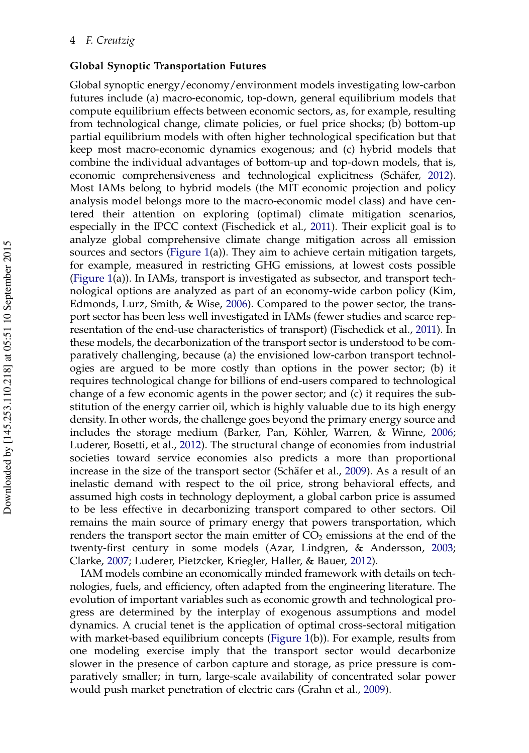**Global Synoptic Transportation Futures**

Global synoptic energy/economy/environment models investigating low-carbon futures include (a) macro-economic, top-down, general equilibrium models that compute equilibrium effects between economic sectors, as, for example, resulting from technological change, climate policies, or fuel price shocks; (b) bottom-up partial equilibrium models with often higher technological specification but that keep most macro-economic dynamics exogenous; and (c) hybrid models that combine the individual advantages of bottom-up and top-down models, that is, economic comprehensiveness and technological explicitness (Schäfer, 2012). Most IAMs belong to hybrid models (the MIT economic projection and policy analysis model belongs more to the macro-economic model class) and have centered their attention on exploring (optimal) climate mitigation scenarios, especially in the IPCC context (Fischedick et al., 2011). Their explicit goal is to analyze global comprehensive climate change mitigation across all emission sources and sectors (Figure 1(a)). They aim to achieve certain mitigation targets, for example, measured in restricting GHG emissions, at lowest costs possible (Figure 1(a)). In IAMs, transport is investigated as subsector, and transport technological options are analyzed as part of an economy-wide carbon policy (Kim, Edmonds, Lurz, Smith, & Wise, 2006). Compared to the power sector, the transport sector has been less well investigated in IAMs (fewer studies and scarce representation of the end-use characteristics of transport) (Fischedick et al., 2011). In these models, the decarbonization of the transport sector is understood to be comparatively challenging, because (a) the envisioned low-carbon transport technologies are argued to be more costly than options in the power sector; (b) it requires technological change for billions of end-users compared to technological change of a few economic agents in the power sector; and (c) it requires the substitution of the energy carrier oil, which is highly valuable due to its high energy density. In other words, the challenge goes beyond the primary energy source and includes the storage medium (Barker, Pan, Köhler, Warren, & Winne, 2006; Luderer, Bosetti, et al., 2012). The structural change of economies from industrial societies toward service economies also predicts a more than proportional increase in the size of the transport sector (Schäfer et al., 2009). As a result of an inelastic demand with respect to the oil price, strong behavioral effects, and assumed high costs in technology deployment, a global carbon price is assumed to be less effective in decarbonizing transport compared to other sectors. Oil remains the main source of primary energy that powers transportation, which renders the transport sector the main emitter of $CO_2$ emissions at the end of the twenty-first century in some models (Azar, Lindgren, & Andersson, 2003; Clarke, 2007; Luderer, Pietzcker, Kriegler, Haller, & Bauer, 2012).

IAM models combine an economically minded framework with details on technologies, fuels, and efficiency, often adapted from the engineering literature. The evolution of important variables such as economic growth and technological progress are determined by the interplay of exogenous assumptions and model dynamics. A crucial tenet is the application of optimal cross-sectoral mitigation with market-based equilibrium concepts (Figure 1(b)). For example, results from one modeling exercise imply that the transport sector would decarbonize slower in the presence of carbon capture and storage, as price pressure is comparatively smaller; in turn, large-scale availability of concentrated solar power would push market penetration of electric cars (Grahn et al., 2009).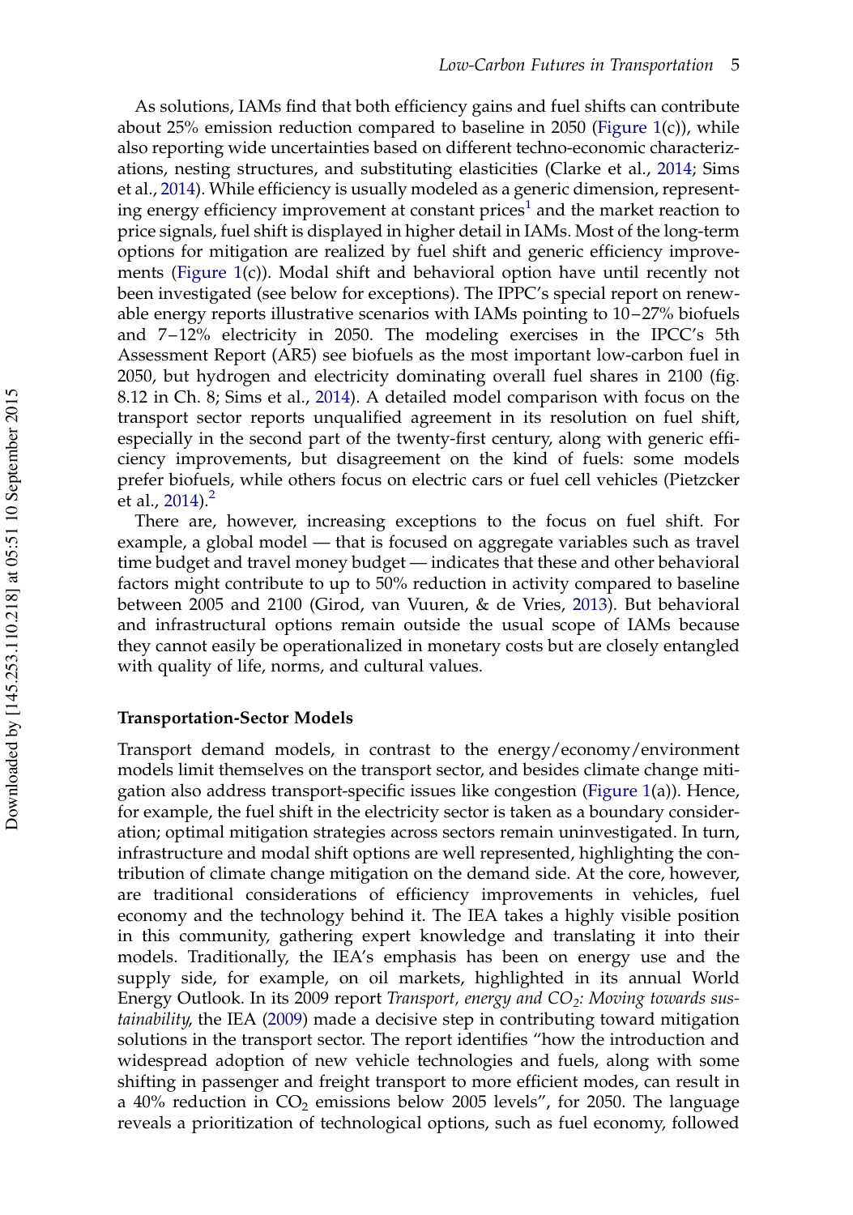As solutions, IAMs find that both efficiency gains and fuel shifts can contribute about 25% emission reduction compared to baseline in 2050 (Figure 1(c)), while also reporting wide uncertainties based on different techno-economic characterizations, nesting structures, and substituting elasticities (Clarke et al., 2014; Sims et al., 2014). While efficiency is usually modeled as a generic dimension, representing energy efficiency improvement at constant prices[1] and the market reaction to price signals, fuel shift is displayed in higher detail in IAMs. Most of the long-term options for mitigation are realized by fuel shift and generic efficiency improvements (Figure 1(c)). Modal shift and behavioral option have until recently not been investigated (see below for exceptions). The IPPC's special report on renewable energy reports illustrative scenarios with IAMs pointing to 10–27% biofuels and 7–12% electricity in 2050. The modeling exercises in the IPCC's 5th Assessment Report (AR5) see biofuels as the most important low-carbon fuel in 2050, but hydrogen and electricity dominating overall fuel shares in 2100 (fig. 8.12 in Ch. 8; Sims et al., 2014). A detailed model comparison with focus on the transport sector reports unqualified agreement in its resolution on fuel shift, especially in the second part of the twenty-first century, along with generic efficiency improvements, but disagreement on the kind of fuels: some models prefer biofuels, while others focus on electric cars or fuel cell vehicles (Pietzcker et al., 2014).[2]

There are, however, increasing exceptions to the focus on fuel shift. For example, a global model — that is focused on aggregate variables such as travel time budget and travel money budget — indicates that these and other behavioral factors might contribute to up to 50% reduction in activity compared to baseline between 2005 and 2100 (Girod, van Vuuren, & de Vries, 2013). But behavioral and infrastructural options remain outside the usual scope of IAMs because they cannot easily be operationalized in monetary costs but are closely entangled with quality of life, norms, and cultural values.

**Transportation-Sector Models**

Transport demand models, in contrast to the energy/economy/environment models limit themselves on the transport sector, and besides climate change mitigation also address transport-specific issues like congestion (Figure 1(a)). Hence, for example, the fuel shift in the electricity sector is taken as a boundary consideration; optimal mitigation strategies across sectors remain uninvestigated. In turn, infrastructure and modal shift options are well represented, highlighting the contribution of climate change mitigation on the demand side. At the core, however, are traditional considerations of efficiency improvements in vehicles, fuel economy and the technology behind it. The IEA takes a highly visible position in this community, gathering expert knowledge and translating it into their models. Traditionally, the IEA's emphasis has been on energy use and the supply side, for example, on oil markets, highlighted in its annual World Energy Outlook. In its 2009 report *Transport, energy and $CO_2$: Moving towards sustainability*, the IEA (2009) made a decisive step in contributing toward mitigation solutions in the transport sector. The report identifies "how the introduction and widespread adoption of new vehicle technologies and fuels, along with some shifting in passenger and freight transport to more efficient modes, can result in a 40% reduction in $CO_2$ emissions below 2005 levels", for 2050. The language reveals a prioritization of technological options, such as fuel economy, followed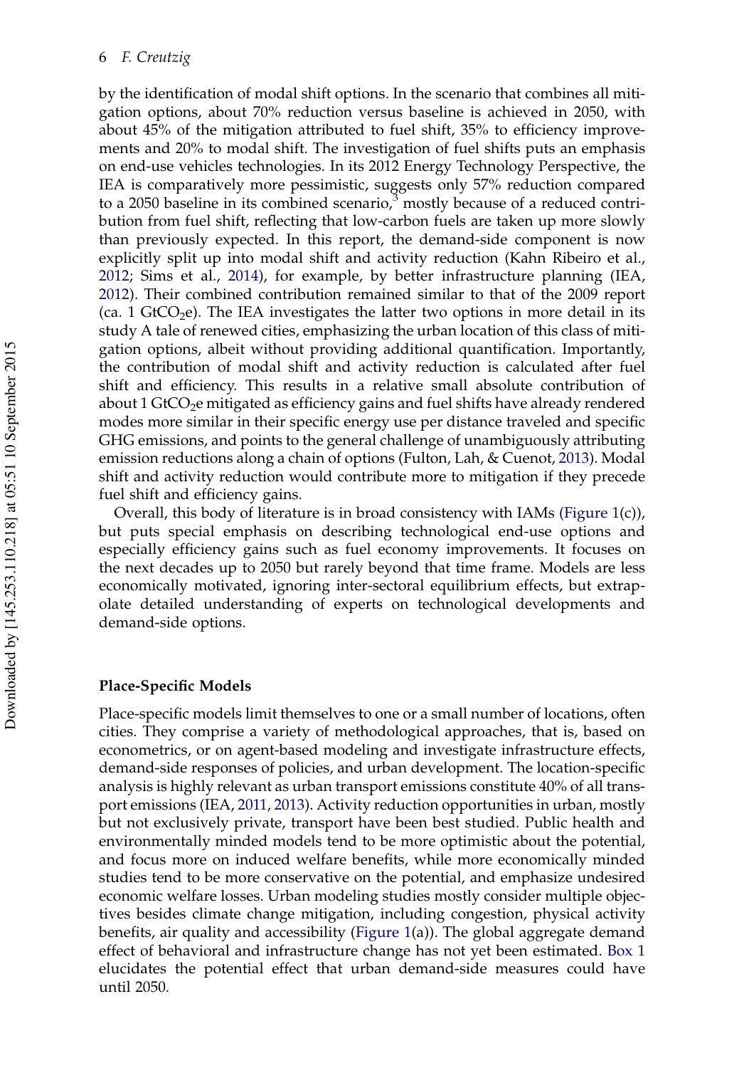by the identification of modal shift options. In the scenario that combines all mitigation options, about 70% reduction versus baseline is achieved in 2050, with about 45% of the mitigation attributed to fuel shift, 35% to efficiency improvements and 20% to modal shift. The investigation of fuel shifts puts an emphasis on end-use vehicles technologies. In its 2012 Energy Technology Perspective, the IEA is comparatively more pessimistic, suggests only 57% reduction compared to a 2050 baseline in its combined scenario,[3] mostly because of a reduced contribution from fuel shift, reflecting that low-carbon fuels are taken up more slowly than previously expected. In this report, the demand-side component is now explicitly split up into modal shift and activity reduction (Kahn Ribeiro et al., 2012; Sims et al., 2014), for example, by better infrastructure planning (IEA, 2012). Their combined contribution remained similar to that of the 2009 report (ca. 1 $GtCO_2e$). The IEA investigates the latter two options in more detail in its study A tale of renewed cities, emphasizing the urban location of this class of mitigation options, albeit without providing additional quantification. Importantly, the contribution of modal shift and activity reduction is calculated after fuel shift and efficiency. This results in a relative small absolute contribution of about 1 $GtCO_2e$ mitigated as efficiency gains and fuel shifts have already rendered modes more similar in their specific energy use per distance traveled and specific GHG emissions, and points to the general challenge of unambiguously attributing emission reductions along a chain of options (Fulton, Lah, & Cuenot, 2013). Modal shift and activity reduction would contribute more to mitigation if they precede fuel shift and efficiency gains.

Overall, this body of literature is in broad consistency with IAMs (Figure 1(c)), but puts special emphasis on describing technological end-use options and especially efficiency gains such as fuel economy improvements. It focuses on the next decades up to 2050 but rarely beyond that time frame. Models are less economically motivated, ignoring inter-sectoral equilibrium effects, but extrapolate detailed understanding of experts on technological developments and demand-side options.

### Place-Specific Models

Place-specific models limit themselves to one or a small number of locations, often cities. They comprise a variety of methodological approaches, that is, based on econometrics, or on agent-based modeling and investigate infrastructure effects, demand-side responses of policies, and urban development. The location-specific analysis is highly relevant as urban transport emissions constitute 40% of all transport emissions (IEA, 2011, 2013). Activity reduction opportunities in urban, mostly but not exclusively private, transport have been best studied. Public health and environmentally minded models tend to be more optimistic about the potential, and focus more on induced welfare benefits, while more economically minded studies tend to be more conservative on the potential, and emphasize undesired economic welfare losses. Urban modeling studies mostly consider multiple objectives besides climate change mitigation, including congestion, physical activity benefits, air quality and accessibility (Figure 1(a)). The global aggregate demand effect of behavioral and infrastructure change has not yet been estimated. Box 1 elucidates the potential effect that urban demand-side measures could have until 2050.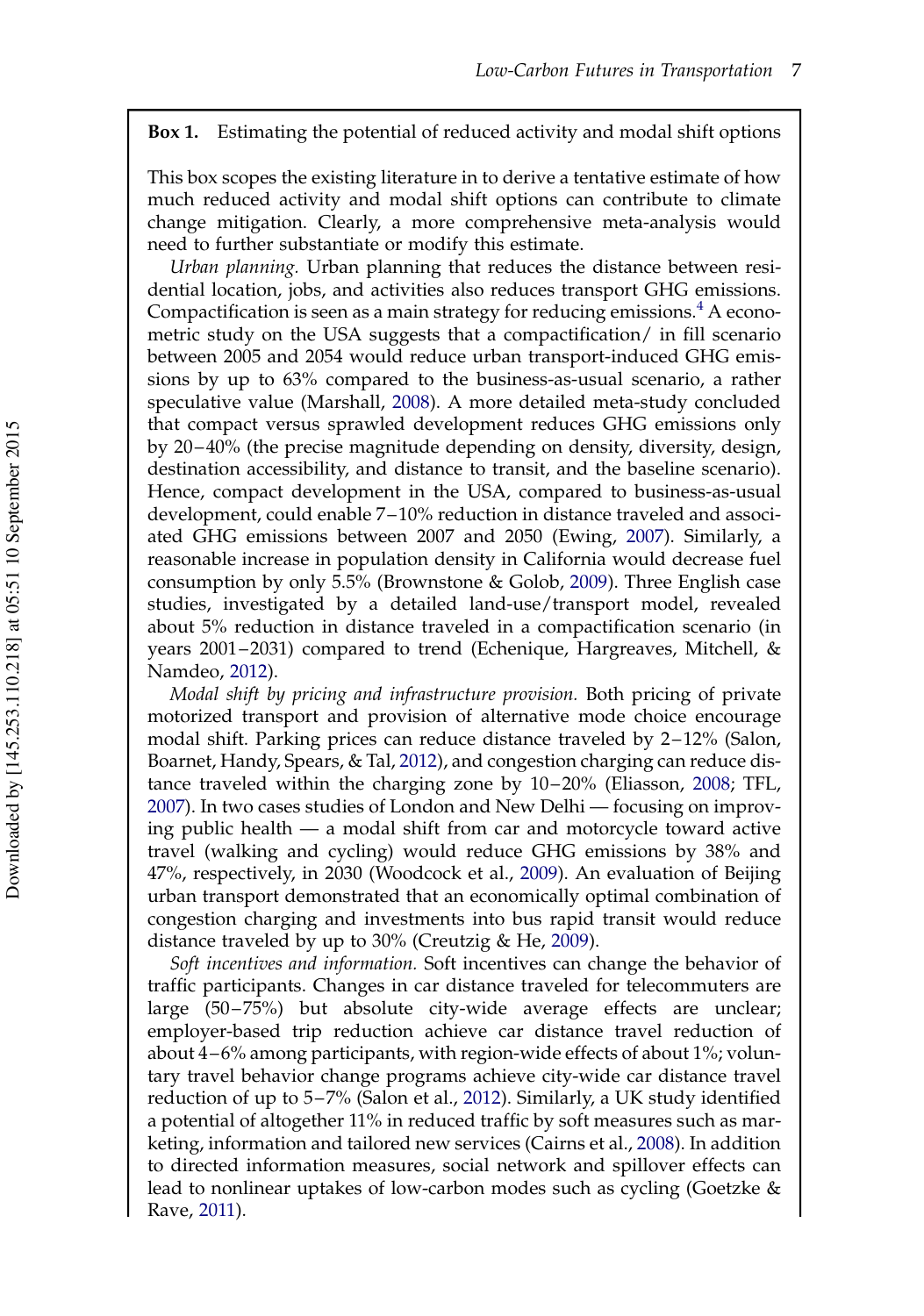**Box 1.** Estimating the potential of reduced activity and modal shift options

This box scopes the existing literature in to derive a tentative estimate of how much reduced activity and modal shift options can contribute to climate change mitigation. Clearly, a more comprehensive meta-analysis would need to further substantiate or modify this estimate.

*Urban planning.* Urban planning that reduces the distance between residential location, jobs, and activities also reduces transport GHG emissions. Compactification is seen as a main strategy for reducing emissions.[4] A econometric study on the USA suggests that a compactification/ in fill scenario between 2005 and 2054 would reduce urban transport-induced GHG emissions by up to 63% compared to the business-as-usual scenario, a rather speculative value (Marshall, 2008). A more detailed meta-study concluded that compact versus sprawled development reduces GHG emissions only by 20–40% (the precise magnitude depending on density, diversity, design, destination accessibility, and distance to transit, and the baseline scenario). Hence, compact development in the USA, compared to business-as-usual development, could enable 7–10% reduction in distance traveled and associated GHG emissions between 2007 and 2050 (Ewing, 2007). Similarly, a reasonable increase in population density in California would decrease fuel consumption by only 5.5% (Brownstone & Golob, 2009). Three English case studies, investigated by a detailed land-use/transport model, revealed about 5% reduction in distance traveled in a compactification scenario (in years 2001–2031) compared to trend (Echenique, Hargreaves, Mitchell, & Namdeo, 2012).

*Modal shift by pricing and infrastructure provision.* Both pricing of private motorized transport and provision of alternative mode choice encourage modal shift. Parking prices can reduce distance traveled by 2–12% (Salon, Boarnet, Handy, Spears, & Tal, 2012), and congestion charging can reduce distance traveled within the charging zone by 10–20% (Eliasson, 2008; TFL, 2007). In two cases studies of London and New Delhi — focusing on improving public health — a modal shift from car and motorcycle toward active travel (walking and cycling) would reduce GHG emissions by 38% and 47%, respectively, in 2030 (Woodcock et al., 2009). An evaluation of Beijing urban transport demonstrated that an economically optimal combination of congestion charging and investments into bus rapid transit would reduce distance traveled by up to 30% (Creutzig & He, 2009).

*Soft incentives and information.* Soft incentives can change the behavior of traffic participants. Changes in car distance traveled for telecommuters are large (50–75%) but absolute city-wide average effects are unclear; employer-based trip reduction achieve car distance travel reduction of about 4–6% among participants, with region-wide effects of about 1%; voluntary travel behavior change programs achieve city-wide car distance travel reduction of up to 5–7% (Salon et al., 2012). Similarly, a UK study identified a potential of altogether 11% in reduced traffic by soft measures such as marketing, information and tailored new services (Cairns et al., 2008). In addition to directed information measures, social network and spillover effects can lead to nonlinear uptakes of low-carbon modes such as cycling (Goetzke & Rave, 2011).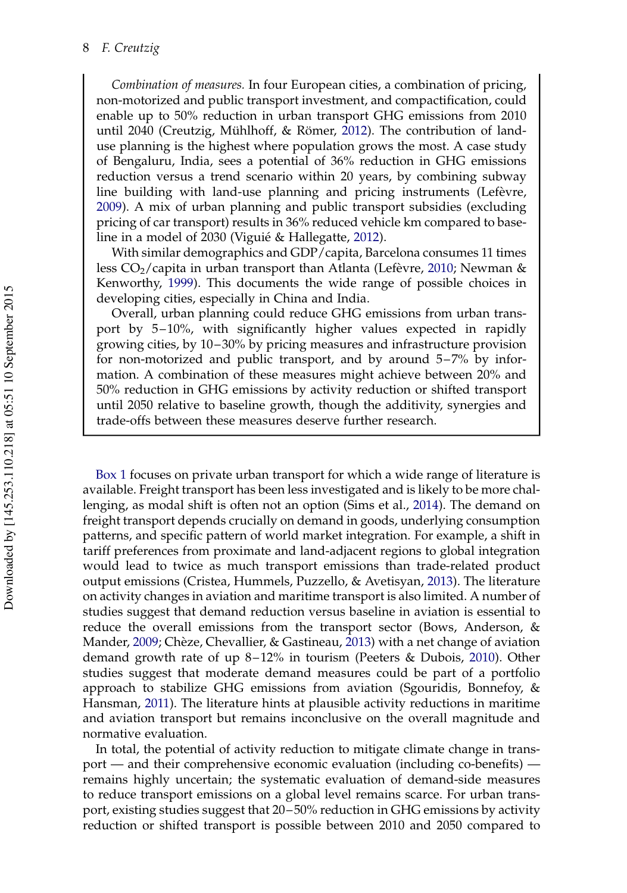*Combination of measures.* In four European cities, a combination of pricing, non-motorized and public transport investment, and compactification, could enable up to 50% reduction in urban transport GHG emissions from 2010 until 2040 (Creutzig, Mühlhoff, & Römer, 2012). The contribution of land-use planning is the highest where population grows the most. A case study of Bengaluru, India, sees a potential of 36% reduction in GHG emissions reduction versus a trend scenario within 20 years, by combining subway line building with land-use planning and pricing instruments (Lefèvre, 2009). A mix of urban planning and public transport subsidies (excluding pricing of car transport) results in 36% reduced vehicle km compared to baseline in a model of 2030 (Viguié & Hallegatte, 2012).

With similar demographics and GDP/capita, Barcelona consumes 11 times less $CO_2$/capita in urban transport than Atlanta (Lefèvre, 2010; Newman & Kenworthy, 1999). This documents the wide range of possible choices in developing cities, especially in China and India.

Overall, urban planning could reduce GHG emissions from urban transport by 5–10%, with significantly higher values expected in rapidly growing cities, by 10–30% by pricing measures and infrastructure provision for non-motorized and public transport, and by around 5–7% by information. A combination of these measures might achieve between 20% and 50% reduction in GHG emissions by activity reduction or shifted transport until 2050 relative to baseline growth, though the additivity, synergies and trade-offs between these measures deserve further research.

Box 1 focuses on private urban transport for which a wide range of literature is available. Freight transport has been less investigated and is likely to be more challenging, as modal shift is often not an option (Sims et al., 2014). The demand on freight transport depends crucially on demand in goods, underlying consumption patterns, and specific pattern of world market integration. For example, a shift in tariff preferences from proximate and land-adjacent regions to global integration would lead to twice as much transport emissions than trade-related product output emissions (Cristea, Hummels, Puzzello, & Avetisyan, 2013). The literature on activity changes in aviation and maritime transport is also limited. A number of studies suggest that demand reduction versus baseline in aviation is essential to reduce the overall emissions from the transport sector (Bows, Anderson, & Mander, 2009; Chèze, Chevallier, & Gastineau, 2013) with a net change of aviation demand growth rate of up 8–12% in tourism (Peeters & Dubois, 2010). Other studies suggest that moderate demand measures could be part of a portfolio approach to stabilize GHG emissions from aviation (Sgouridis, Bonnefoy, & Hansman, 2011). The literature hints at plausible activity reductions in maritime and aviation transport but remains inconclusive on the overall magnitude and normative evaluation.

In total, the potential of activity reduction to mitigate climate change in transport — and their comprehensive economic evaluation (including co-benefits) — remains highly uncertain; the systematic evaluation of demand-side measures to reduce transport emissions on a global level remains scarce. For urban transport, existing studies suggest that 20–50% reduction in GHG emissions by activity reduction or shifted transport is possible between 2010 and 2050 compared to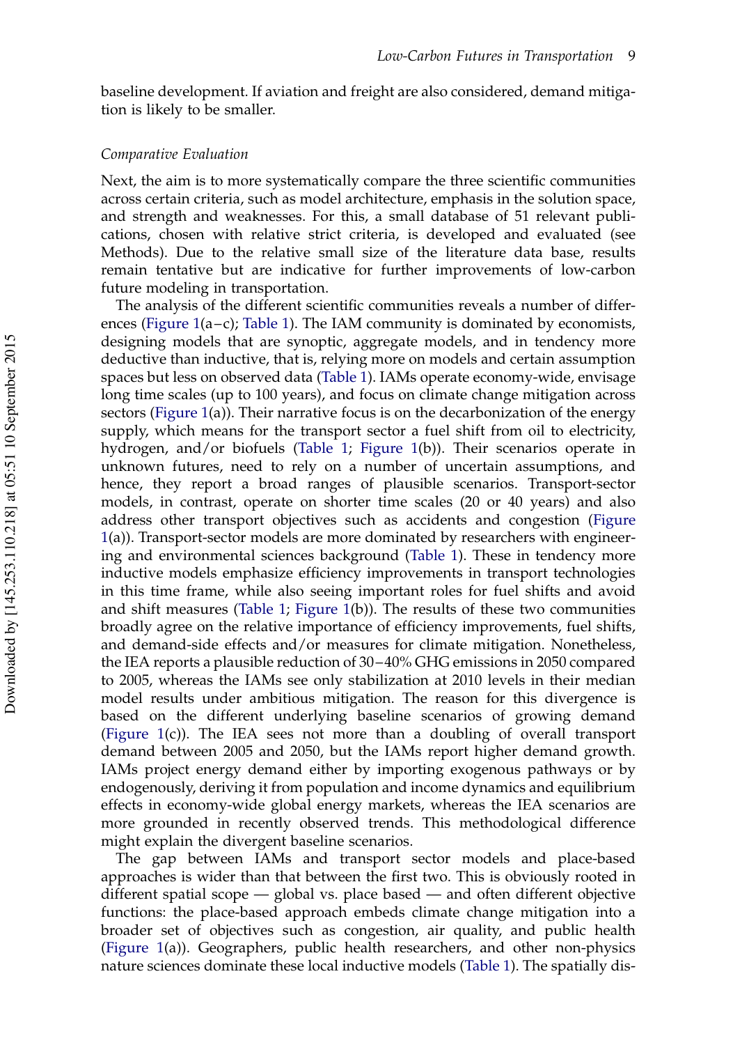baseline development. If aviation and freight are also considered, demand mitigation is likely to be smaller.

*Comparative Evaluation*

Next, the aim is to more systematically compare the three scientific communities across certain criteria, such as model architecture, emphasis in the solution space, and strength and weaknesses. For this, a small database of 51 relevant publications, chosen with relative strict criteria, is developed and evaluated (see Methods). Due to the relative small size of the literature data base, results remain tentative but are indicative for further improvements of low-carbon future modeling in transportation.

The analysis of the different scientific communities reveals a number of differences (Figure 1(a–c); Table 1). The IAM community is dominated by economists, designing models that are synoptic, aggregate models, and in tendency more deductive than inductive, that is, relying more on models and certain assumption spaces but less on observed data (Table 1). IAMs operate economy-wide, envisage long time scales (up to 100 years), and focus on climate change mitigation across sectors (Figure 1(a)). Their narrative focus is on the decarbonization of the energy supply, which means for the transport sector a fuel shift from oil to electricity, hydrogen, and/or biofuels (Table 1; Figure 1(b)). Their scenarios operate in unknown futures, need to rely on a number of uncertain assumptions, and hence, they report a broad ranges of plausible scenarios. Transport-sector models, in contrast, operate on shorter time scales (20 or 40 years) and also address other transport objectives such as accidents and congestion (Figure 1(a)). Transport-sector models are more dominated by researchers with engineering and environmental sciences background (Table 1). These in tendency more inductive models emphasize efficiency improvements in transport technologies in this time frame, while also seeing important roles for fuel shifts and avoid and shift measures (Table 1; Figure 1(b)). The results of these two communities broadly agree on the relative importance of efficiency improvements, fuel shifts, and demand-side effects and/or measures for climate mitigation. Nonetheless, the IEA reports a plausible reduction of 30–40% GHG emissions in 2050 compared to 2005, whereas the IAMs see only stabilization at 2010 levels in their median model results under ambitious mitigation. The reason for this divergence is based on the different underlying baseline scenarios of growing demand (Figure 1(c)). The IEA sees not more than a doubling of overall transport demand between 2005 and 2050, but the IAMs report higher demand growth. IAMs project energy demand either by importing exogenous pathways or by endogenously, deriving it from population and income dynamics and equilibrium effects in economy-wide global energy markets, whereas the IEA scenarios are more grounded in recently observed trends. This methodological difference might explain the divergent baseline scenarios.

The gap between IAMs and transport sector models and place-based approaches is wider than that between the first two. This is obviously rooted in different spatial scope — global vs. place based — and often different objective functions: the place-based approach embeds climate change mitigation into a broader set of objectives such as congestion, air quality, and public health (Figure 1(a)). Geographers, public health researchers, and other non-physics nature sciences dominate these local inductive models (Table 1). The spatially dis-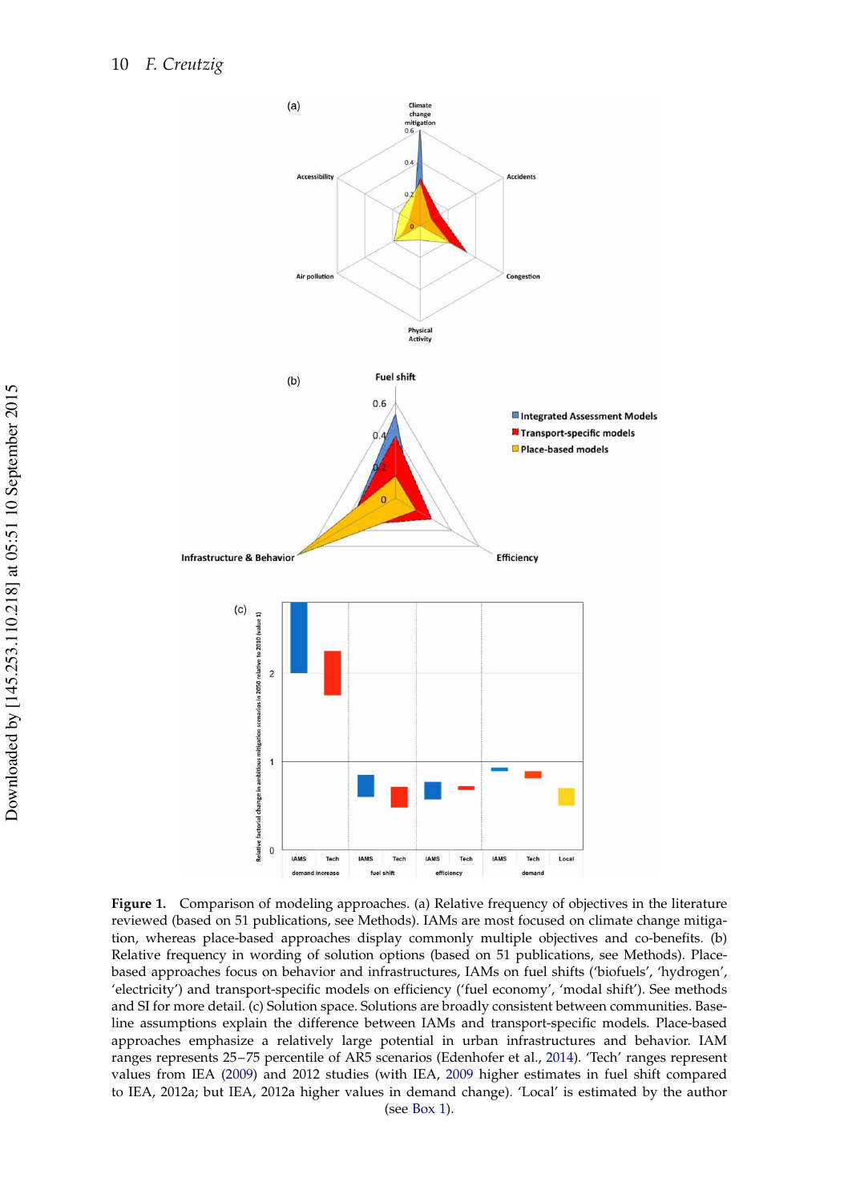**Figure 1.** Comparison of modeling approaches. (a) Relative frequency of objectives in the literature reviewed (based on 51 publications, see Methods). IAMs are most focused on climate change mitigation, whereas place-based approaches display commonly multiple objectives and co-benefits. (b) Relative frequency in wording of solution options (based on 51 publications, see Methods). Place-based approaches focus on behavior and infrastructures, IAMs on fuel shifts ('biofuels', 'hydrogen', 'electricity') and transport-specific models on efficiency ('fuel economy', 'modal shift'). See methods and SI for more detail. (c) Solution space. Solutions are broadly consistent between communities. Baseline assumptions explain the difference between IAMs and transport-specific models. Place-based approaches emphasize a relatively large potential in urban infrastructures and behavior. IAM ranges represents 25–75 percentile of AR5 scenarios (Edenhofer et al., 2014). 'Tech' ranges represent values from IEA (2009) and 2012 studies (with IEA, 2009 higher estimates in fuel shift compared to IEA, 2012a; but IEA, 2012a higher values in demand change). 'Local' is estimated by the author (see Box 1).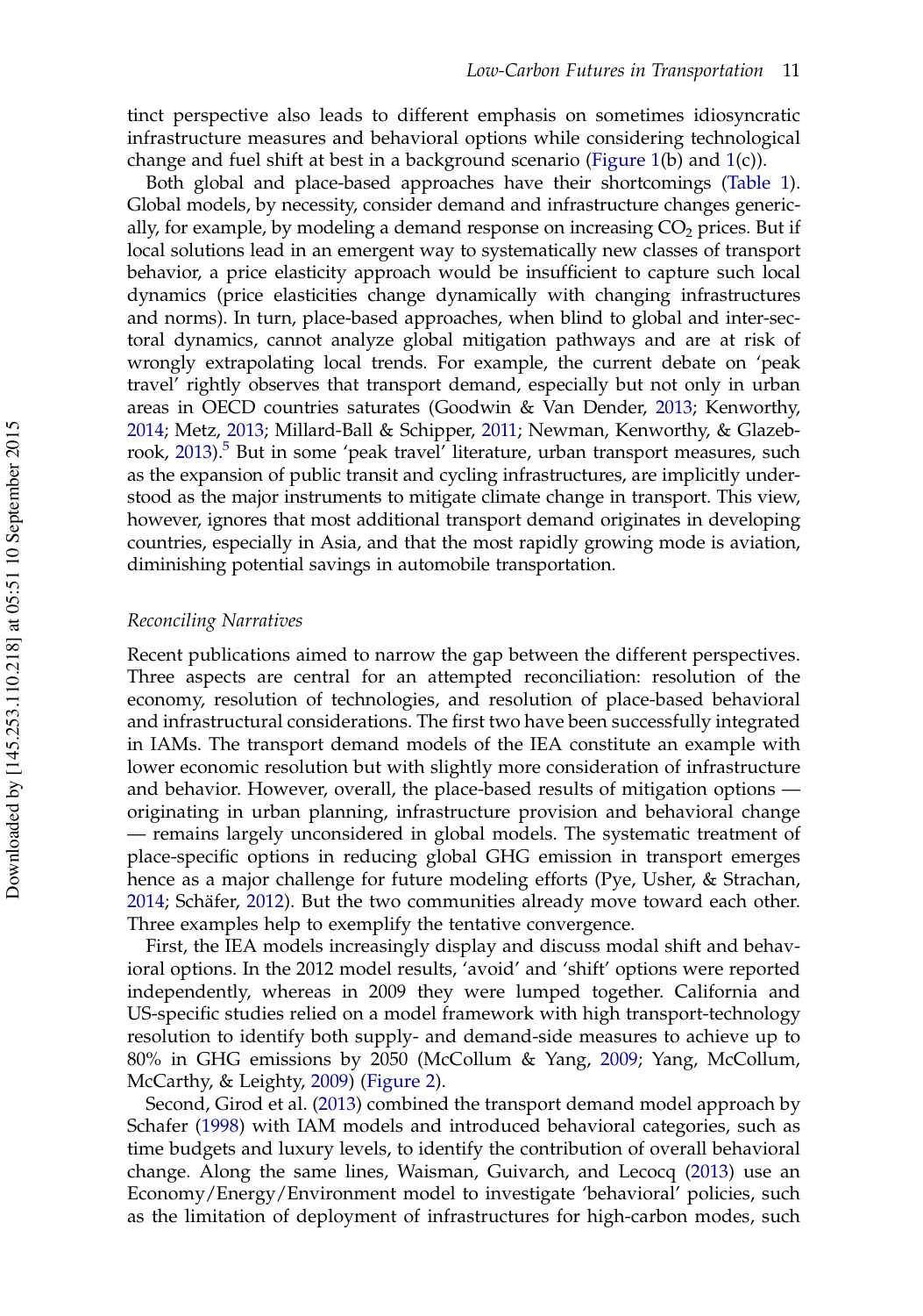tinct perspective also leads to different emphasis on sometimes idiosyncratic infrastructure measures and behavioral options while considering technological change and fuel shift at best in a background scenario (Figure 1(b) and 1(c)).

Both global and place-based approaches have their shortcomings (Table 1). Global models, by necessity, consider demand and infrastructure changes generically, for example, by modeling a demand response on increasing $CO_2$ prices. But if local solutions lead in an emergent way to systematically new classes of transport behavior, a price elasticity approach would be insufficient to capture such local dynamics (price elasticities change dynamically with changing infrastructures and norms). In turn, place-based approaches, when blind to global and inter-sectoral dynamics, cannot analyze global mitigation pathways and are at risk of wrongly extrapolating local trends. For example, the current debate on 'peak travel' rightly observes that transport demand, especially but not only in urban areas in OECD countries saturates (Goodwin & Van Dender, 2013; Kenworthy, 2014; Metz, 2013; Millard-Ball & Schipper, 2011; Newman, Kenworthy, & Glazebrook, 2013).[5] But in some 'peak travel' literature, urban transport measures, such as the expansion of public transit and cycling infrastructures, are implicitly understood as the major instruments to mitigate climate change in transport. This view, however, ignores that most additional transport demand originates in developing countries, especially in Asia, and that the most rapidly growing mode is aviation, diminishing potential savings in automobile transportation.

### *Reconciling Narratives*

Recent publications aimed to narrow the gap between the different perspectives. Three aspects are central for an attempted reconciliation: resolution of the economy, resolution of technologies, and resolution of place-based behavioral and infrastructural considerations. The first two have been successfully integrated in IAMs. The transport demand models of the IEA constitute an example with lower economic resolution but with slightly more consideration of infrastructure and behavior. However, overall, the place-based results of mitigation options — originating in urban planning, infrastructure provision and behavioral change — remains largely unconsidered in global models. The systematic treatment of place-specific options in reducing global GHG emission in transport emerges hence as a major challenge for future modeling efforts (Pye, Usher, & Strachan, 2014; Schäfer, 2012). But the two communities already move toward each other. Three examples help to exemplify the tentative convergence.

First, the IEA models increasingly display and discuss modal shift and behavioral options. In the 2012 model results, 'avoid' and 'shift' options were reported independently, whereas in 2009 they were lumped together. California and US-specific studies relied on a model framework with high transport-technology resolution to identify both supply- and demand-side measures to achieve up to 80% in GHG emissions by 2050 (McCollum & Yang, 2009; Yang, McCollum, McCarthy, & Leighty, 2009) (Figure 2).

Second, Girod et al. (2013) combined the transport demand model approach by Schafer (1998) with IAM models and introduced behavioral categories, such as time budgets and luxury levels, to identify the contribution of overall behavioral change. Along the same lines, Waisman, Guivarch, and Lecocq (2013) use an Economy/Energy/Environment model to investigate 'behavioral' policies, such as the limitation of deployment of infrastructures for high-carbon modes, such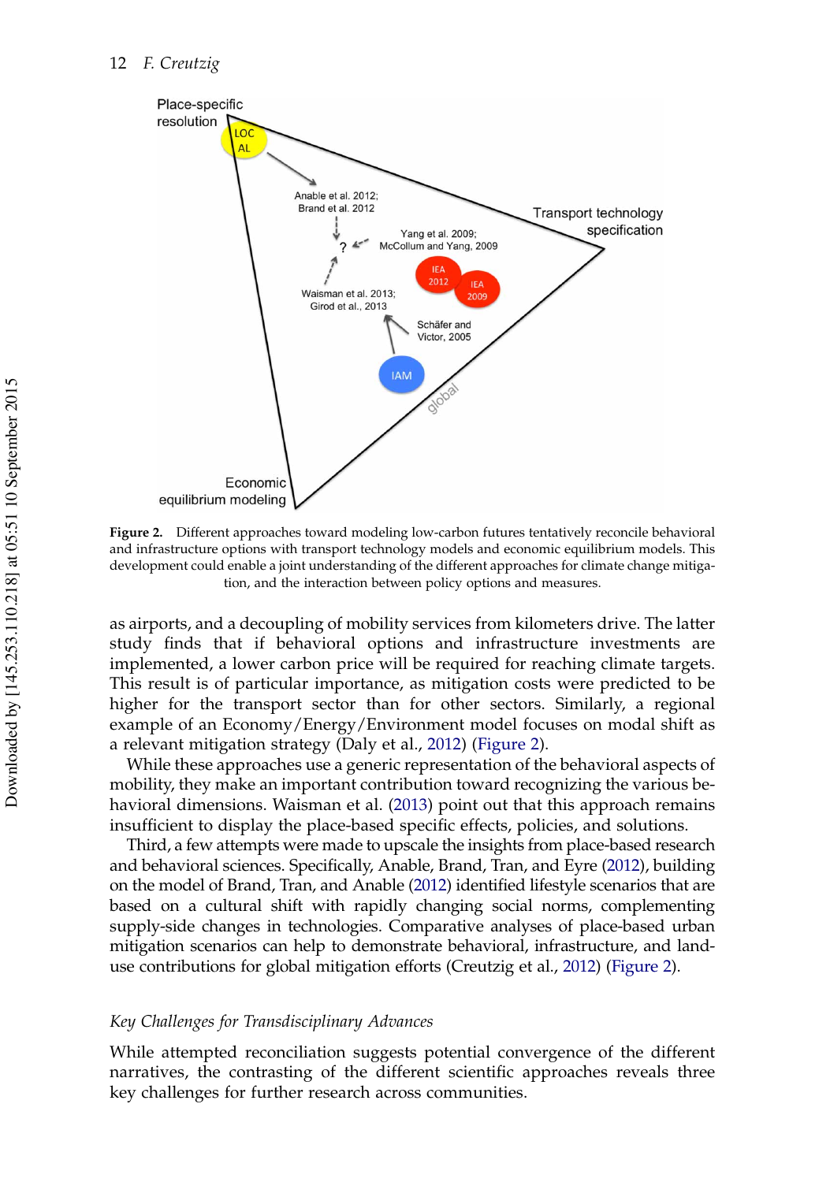Figure 2. Different approaches toward modeling low-carbon futures tentatively reconcile behavioral and infrastructure options with transport technology models and economic equilibrium models. This development could enable a joint understanding of the different approaches for climate change mitigation, and the interaction between policy options and measures.

as airports, and a decoupling of mobility services from kilometers drive. The latter study finds that if behavioral options and infrastructure investments are implemented, a lower carbon price will be required for reaching climate targets. This result is of particular importance, as mitigation costs were predicted to be higher for the transport sector than for other sectors. Similarly, a regional example of an Economy/Energy/Environment model focuses on modal shift as a relevant mitigation strategy (Daly et al., 2012) (Figure 2).

While these approaches use a generic representation of the behavioral aspects of mobility, they make an important contribution toward recognizing the various behavioral dimensions. Waisman et al. (2013) point out that this approach remains insufficient to display the place-based specific effects, policies, and solutions.

Third, a few attempts were made to upscale the insights from place-based research and behavioral sciences. Specifically, Anable, Brand, Tran, and Eyre (2012), building on the model of Brand, Tran, and Anable (2012) identified lifestyle scenarios that are based on a cultural shift with rapidly changing social norms, complementing supply-side changes in technologies. Comparative analyses of place-based urban mitigation scenarios can help to demonstrate behavioral, infrastructure, and land-use contributions for global mitigation efforts (Creutzig et al., 2012) (Figure 2).

### *Key Challenges for Transdisciplinary Advances*

While attempted reconciliation suggests potential convergence of the different narratives, the contrasting of the different scientific approaches reveals three key challenges for further research across communities.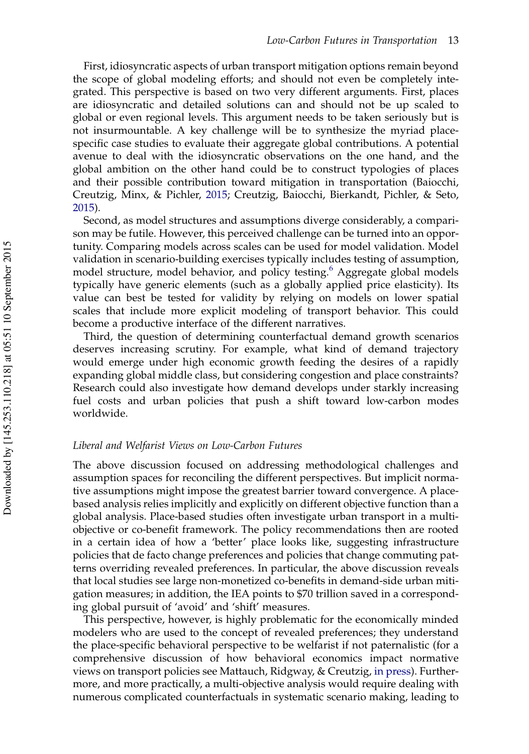First, idiosyncratic aspects of urban transport mitigation options remain beyond the scope of global modeling efforts; and should not even be completely integrated. This perspective is based on two very different arguments. First, places are idiosyncratic and detailed solutions can and should not be up scaled to global or even regional levels. This argument needs to be taken seriously but is not insurmountable. A key challenge will be to synthesize the myriad place-specific case studies to evaluate their aggregate global contributions. A potential avenue to deal with the idiosyncratic observations on the one hand, and the global ambition on the other hand could be to construct typologies of places and their possible contribution toward mitigation in transportation (Baiocchi, Creutzig, Minx, & Pichler, 2015; Creutzig, Baiocchi, Bierkandt, Pichler, & Seto, 2015).

Second, as model structures and assumptions diverge considerably, a comparison may be futile. However, this perceived challenge can be turned into an opportunity. Comparing models across scales can be used for model validation. Model validation in scenario-building exercises typically includes testing of assumption, model structure, model behavior, and policy testing.[6] Aggregate global models typically have generic elements (such as a globally applied price elasticity). Its value can best be tested for validity by relying on models on lower spatial scales that include more explicit modeling of transport behavior. This could become a productive interface of the different narratives.

Third, the question of determining counterfactual demand growth scenarios deserves increasing scrutiny. For example, what kind of demand trajectory would emerge under high economic growth feeding the desires of a rapidly expanding global middle class, but considering congestion and place constraints? Research could also investigate how demand develops under starkly increasing fuel costs and urban policies that push a shift toward low-carbon modes worldwide.

### *Liberal and Welfarist Views on Low-Carbon Futures*

The above discussion focused on addressing methodological challenges and assumption spaces for reconciling the different perspectives. But implicit normative assumptions might impose the greatest barrier toward convergence. A place-based analysis relies implicitly and explicitly on different objective function than a global analysis. Place-based studies often investigate urban transport in a multi-objective or co-benefit framework. The policy recommendations then are rooted in a certain idea of how a 'better' place looks like, suggesting infrastructure policies that de facto change preferences and policies that change commuting patterns overriding revealed preferences. In particular, the above discussion reveals that local studies see large non-monetized co-benefits in demand-side urban mitigation measures; in addition, the IEA points to $70 trillion saved in a corresponding global pursuit of 'avoid' and 'shift' measures.

This perspective, however, is highly problematic for the economically minded modelers who are used to the concept of revealed preferences; they understand the place-specific behavioral perspective to be welfarist if not paternalistic (for a comprehensive discussion of how behavioral economics impact normative views on transport policies see Mattauch, Ridgway, & Creutzig, in press). Furthermore, and more practically, a multi-objective analysis would require dealing with numerous complicated counterfactuals in systematic scenario making, leading to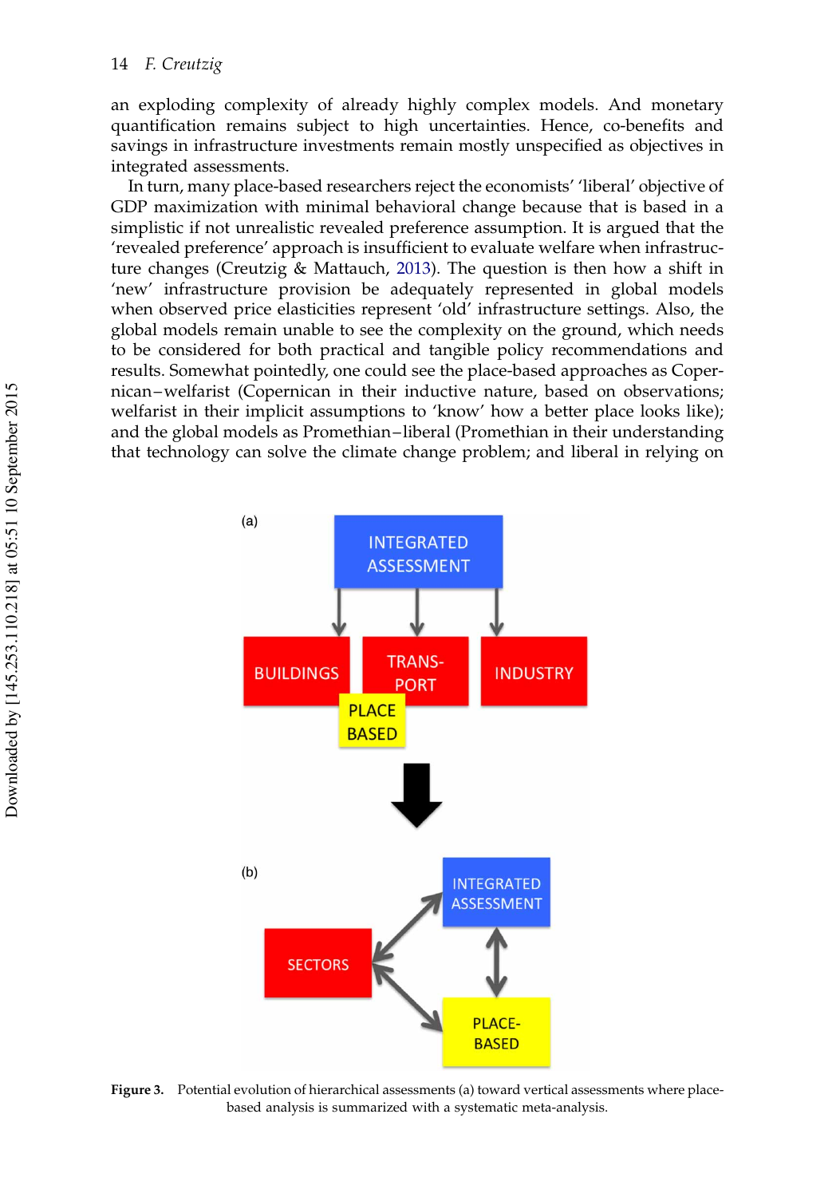an exploding complexity of already highly complex models. And monetary quantification remains subject to high uncertainties. Hence, co-benefits and savings in infrastructure investments remain mostly unspecified as objectives in integrated assessments.

In turn, many place-based researchers reject the economists' 'liberal' objective of GDP maximization with minimal behavioral change because that is based in a simplistic if not unrealistic revealed preference assumption. It is argued that the 'revealed preference' approach is insufficient to evaluate welfare when infrastructure changes (Creutzig & Mattauch, 2013). The question is then how a shift in 'new' infrastructure provision be adequately represented in global models when observed price elasticities represent 'old' infrastructure settings. Also, the global models remain unable to see the complexity on the ground, which needs to be considered for both practical and tangible policy recommendations and results. Somewhat pointedly, one could see the place-based approaches as Copernican–welfarist (Copernican in their inductive nature, based on observations; welfarist in their implicit assumptions to 'know' how a better place looks like); and the global models as Promethian–liberal (Promethian in their understanding that technology can solve the climate change problem; and liberal in relying on

**Figure 3.** Potential evolution of hierarchical assessments (a) toward vertical assessments where place-based analysis is summarized with a systematic meta-analysis.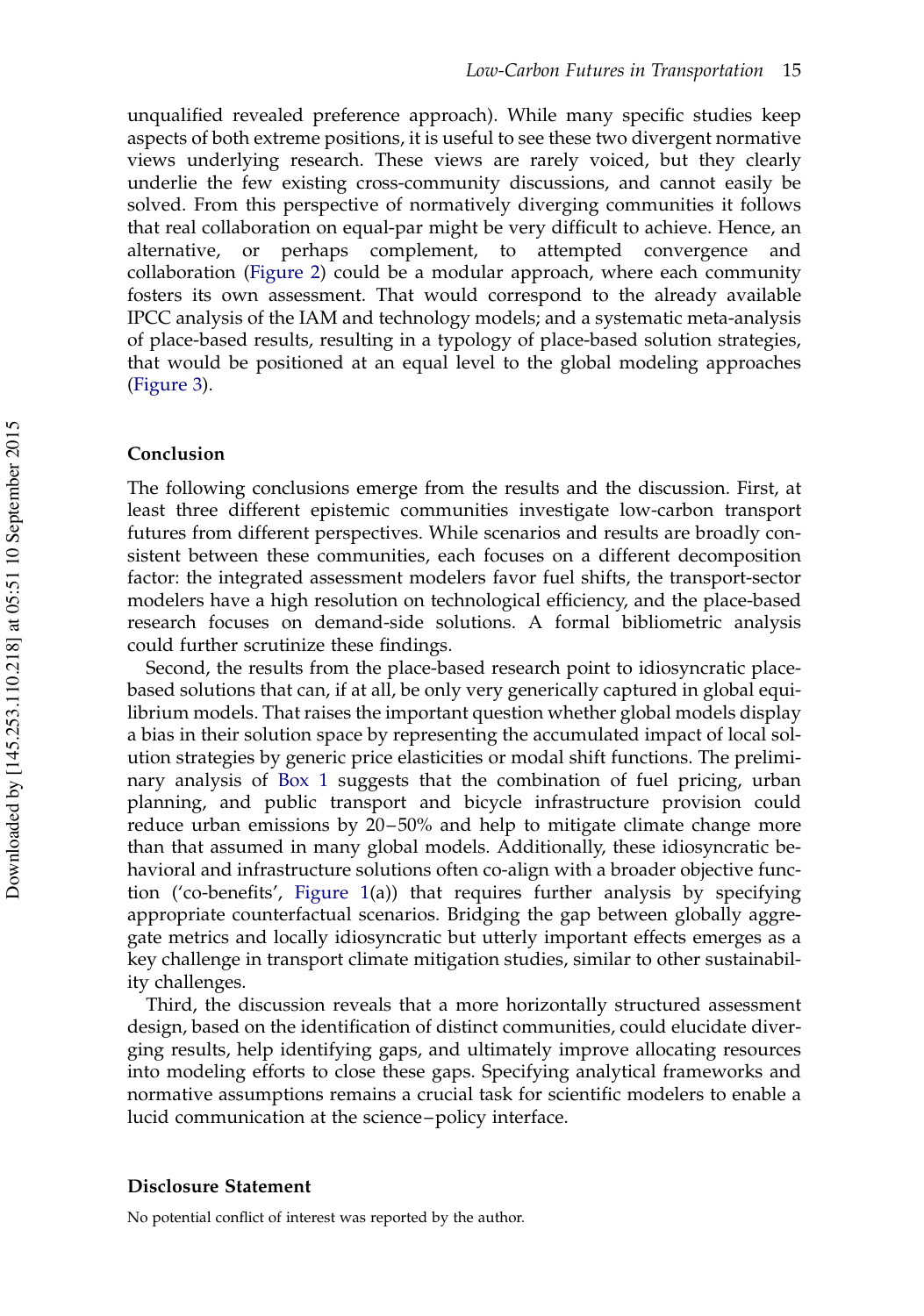unqualified revealed preference approach). While many specific studies keep aspects of both extreme positions, it is useful to see these two divergent normative views underlying research. These views are rarely voiced, but they clearly underlie the few existing cross-community discussions, and cannot easily be solved. From this perspective of normatively diverging communities it follows that real collaboration on equal-par might be very difficult to achieve. Hence, an alternative, or perhaps complement, to attempted convergence and collaboration (Figure 2) could be a modular approach, where each community fosters its own assessment. That would correspond to the already available IPCC analysis of the IAM and technology models; and a systematic meta-analysis of place-based results, resulting in a typology of place-based solution strategies, that would be positioned at an equal level to the global modeling approaches (Figure 3).

## Conclusion

The following conclusions emerge from the results and the discussion. First, at least three different epistemic communities investigate low-carbon transport futures from different perspectives. While scenarios and results are broadly consistent between these communities, each focuses on a different decomposition factor: the integrated assessment modelers favor fuel shifts, the transport-sector modelers have a high resolution on technological efficiency, and the place-based research focuses on demand-side solutions. A formal bibliometric analysis could further scrutinize these findings.

Second, the results from the place-based research point to idiosyncratic place-based solutions that can, if at all, be only very generically captured in global equilibrium models. That raises the important question whether global models display a bias in their solution space by representing the accumulated impact of local solution strategies by generic price elasticities or modal shift functions. The preliminary analysis of Box 1 suggests that the combination of fuel pricing, urban planning, and public transport and bicycle infrastructure provision could reduce urban emissions by 20–50% and help to mitigate climate change more than that assumed in many global models. Additionally, these idiosyncratic behavioral and infrastructure solutions often co-align with a broader objective function ('co-benefits', Figure 1(a)) that requires further analysis by specifying appropriate counterfactual scenarios. Bridging the gap between globally aggregate metrics and locally idiosyncratic but utterly important effects emerges as a key challenge in transport climate mitigation studies, similar to other sustainability challenges.

Third, the discussion reveals that a more horizontally structured assessment design, based on the identification of distinct communities, could elucidate diverging results, help identifying gaps, and ultimately improve allocating resources into modeling efforts to close these gaps. Specifying analytical frameworks and normative assumptions remains a crucial task for scientific modelers to enable a lucid communication at the science–policy interface.

## Disclosure Statement

No potential conflict of interest was reported by the author.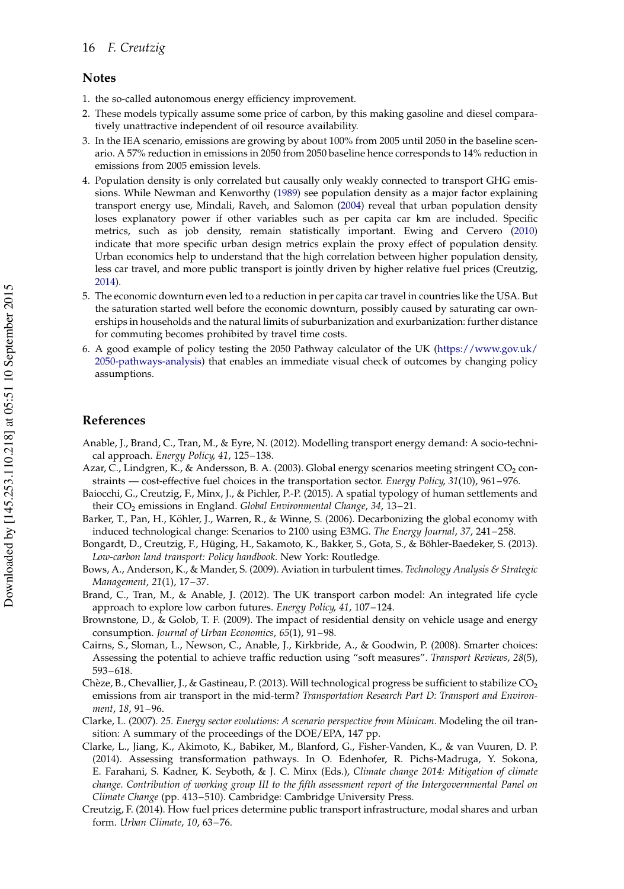## Notes

1. the so-called autonomous energy efficiency improvement.
2. These models typically assume some price of carbon, by this making gasoline and diesel comparatively unattractive independent of oil resource availability.
3. In the IEA scenario, emissions are growing by about 100% from 2005 until 2050 in the baseline scenario. A 57% reduction in emissions in 2050 from 2050 baseline hence corresponds to 14% reduction in emissions from 2005 emission levels.
4. Population density is only correlated but causally only weakly connected to transport GHG emissions. While Newman and Kenworthy (1989) see population density as a major factor explaining transport energy use, Mindali, Raveh, and Salomon (2004) reveal that urban population density loses explanatory power if other variables such as per capita car km are included. Specific metrics, such as job density, remain statistically important. Ewing and Cervero (2010) indicate that more specific urban design metrics explain the proxy effect of population density. Urban economics help to understand that the high correlation between higher population density, less car travel, and more public transport is jointly driven by higher relative fuel prices (Creutzig, 2014).
5. The economic downturn even led to a reduction in per capita car travel in countries like the USA. But the saturation started well before the economic downturn, possibly caused by saturating car ownerships in households and the natural limits of suburbanization and exurbanization: further distance for commuting becomes prohibited by travel time costs.
6. A good example of policy testing the 2050 Pathway calculator of the UK (https://www.gov.uk/2050-pathways-analysis) that enables an immediate visual check of outcomes by changing policy assumptions.

## References

Anable, J., Brand, C., Tran, M., & Eyre, N. (2012). Modelling transport energy demand: A socio-technical approach. *Energy Policy*, *41*, 125–138.

Azar, C., Lindgren, K., & Andersson, B. A. (2003). Global energy scenarios meeting stringent $CO_2$ constraints — cost-effective fuel choices in the transportation sector. *Energy Policy*, *31*(10), 961–976.

Baiocchi, G., Creutzig, F., Minx, J., & Pichler, P.-P. (2015). A spatial typology of human settlements and their $CO_2$ emissions in England. *Global Environmental Change*, *34*, 13–21.

Barker, T., Pan, H., Köhler, J., Warren, R., & Winne, S. (2006). Decarbonizing the global economy with induced technological change: Scenarios to 2100 using E3MG. *The Energy Journal*, *37*, 241–258.

Bongardt, D., Creutzig, F., Hüging, H., Sakamoto, K., Bakker, S., Gota, S., & Böhler-Baedeker, S. (2013). *Low-carbon land transport: Policy handbook*. New York: Routledge.

Bows, A., Anderson, K., & Mander, S. (2009). Aviation in turbulent times. *Technology Analysis & Strategic Management*, *21*(1), 17–37.

Brand, C., Tran, M., & Anable, J. (2012). The UK transport carbon model: An integrated life cycle approach to explore low carbon futures. *Energy Policy*, *41*, 107–124.

Brownstone, D., & Golob, T. F. (2009). The impact of residential density on vehicle usage and energy consumption. *Journal of Urban Economics*, *65*(1), 91–98.

Cairns, S., Sloman, L., Newson, C., Anable, J., Kirkbride, A., & Goodwin, P. (2008). Smarter choices: Assessing the potential to achieve traffic reduction using "soft measures". *Transport Reviews*, *28*(5), 593–618.

Chèze, B., Chevallier, J., & Gastineau, P. (2013). Will technological progress be sufficient to stabilize $CO_2$ emissions from air transport in the mid-term? *Transportation Research Part D: Transport and Environment*, *18*, 91–96.

Clarke, L. (2007). *25. Energy sector evolutions: A scenario perspective from Minicam*. Modeling the oil transition: A summary of the proceedings of the DOE/EPA, 147 pp.

Clarke, L., Jiang, K., Akimoto, K., Babiker, M., Blanford, G., Fisher-Vanden, K., & van Vuuren, D. P. (2014). Assessing transformation pathways. In O. Edenhofer, R. Pichs-Madruga, Y. Sokona, E. Farahani, S. Kadner, K. Seyboth, & J. C. Minx (Eds.), *Climate change 2014: Mitigation of climate change. Contribution of working group III to the fifth assessment report of the Intergovernmental Panel on Climate Change* (pp. 413–510). Cambridge: Cambridge University Press.

Creutzig, F. (2014). How fuel prices determine public transport infrastructure, modal shares and urban form. *Urban Climate*, *10*, 63–76.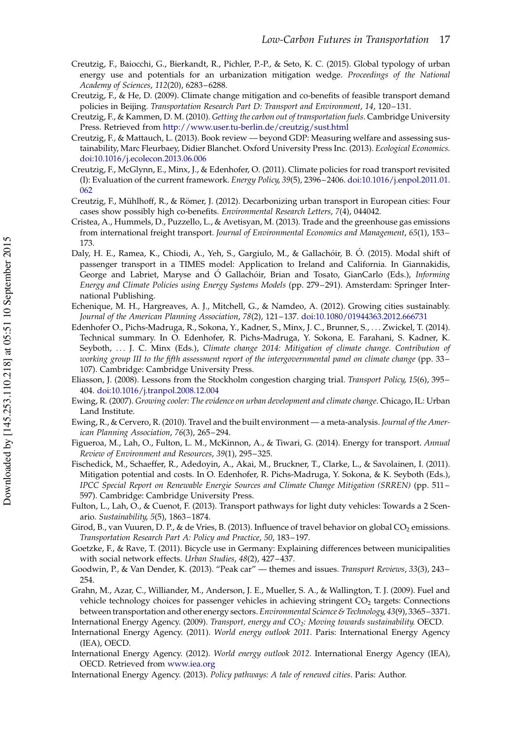Creutzig, F., Baiocchi, G., Bierkandt, R., Pichler, P.-P., & Seto, K. C. (2015). Global typology of urban energy use and potentials for an urbanization mitigation wedge. *Proceedings of the National Academy of Sciences*, *112*(20), 6283–6288.

Creutzig, F., & He, D. (2009). Climate change mitigation and co-benefits of feasible transport demand policies in Beijing. *Transportation Research Part D: Transport and Environment*, *14*, 120–131.

Creutzig, F., & Kammen, D. M. (2010). *Getting the carbon out of transportation fuels*. Cambridge University Press. Retrieved from http://www.user.tu-berlin.de/creutzig/sust.html

Creutzig, F., & Mattauch, L. (2013). Book review — beyond GDP: Measuring welfare and assessing sustainability, Marc Fleurbaey, Didier Blanchet. Oxford University Press Inc. (2013). *Ecological Economics*. doi:10.1016/j.ecolecon.2013.06.006

Creutzig, F., McGlynn, E., Minx, J., & Edenhofer, O. (2011). Climate policies for road transport revisited (I): Evaluation of the current framework. *Energy Policy*, *39*(5), 2396–2406. doi:10.1016/j.enpol.2011.01.062

Creutzig, F., Mühlhoff, R., & Römer, J. (2012). Decarbonizing urban transport in European cities: Four cases show possibly high co-benefits. *Environmental Research Letters*, *7*(4), 044042.

Cristea, A., Hummels, D., Puzzello, L., & Avetisyan, M. (2013). Trade and the greenhouse gas emissions from international freight transport. *Journal of Environmental Economics and Management*, *65*(1), 153–173.

Daly, H. E., Ramea, K., Chiodi, A., Yeh, S., Gargiulo, M., & Gallachóir, B. Ó. (2015). Modal shift of passenger transport in a TIMES model: Application to Ireland and California. In Giannakidis, George and Labriet, Maryse and Ó Gallachóir, Brian and Tosato, GianCarlo (Eds.), *Informing Energy and Climate Policies using Energy Systems Models* (pp. 279–291). Amsterdam: Springer International Publishing.

Echenique, M. H., Hargreaves, A. J., Mitchell, G., & Namdeo, A. (2012). Growing cities sustainably. *Journal of the American Planning Association*, *78*(2), 121–137. doi:10.1080/01944363.2012.666731

Edenhofer O., Pichs-Madruga, R., Sokona, Y., Kadner, S., Minx, J. C., Brunner, S., … Zwickel, T. (2014). Technical summary. In O. Edenhofer, R. Pichs-Madruga, Y. Sokona, E. Farahani, S. Kadner, K. Seyboth, … J. C. Minx (Eds.), *Climate change 2014: Mitigation of climate change. Contribution of working group III to the fifth assessment report of the intergovernmental panel on climate change* (pp. 33–107). Cambridge: Cambridge University Press.

Eliasson, J. (2008). Lessons from the Stockholm congestion charging trial. *Transport Policy*, *15*(6), 395–404. doi:10.1016/j.tranpol.2008.12.004

Ewing, R. (2007). *Growing cooler: The evidence on urban development and climate change*. Chicago, IL: Urban Land Institute.

Ewing, R., & Cervero, R. (2010). Travel and the built environment — a meta-analysis. *Journal of the American Planning Association*, *76*(3), 265–294.

Figueroa, M., Lah, O., Fulton, L. M., McKinnon, A., & Tiwari, G. (2014). Energy for transport. *Annual Review of Environment and Resources*, *39*(1), 295–325.

Fischedick, M., Schaeffer, R., Adedoyin, A., Akai, M., Bruckner, T., Clarke, L., & Savolainen, I. (2011). Mitigation potential and costs. In O. Edenhofer, R. Pichs-Madruga, Y. Sokona, & K. Seyboth (Eds.), *IPCC Special Report on Renewable Energie Sources and Climate Change Mitigation (SRREN)* (pp. 511–597). Cambridge: Cambridge University Press.

Fulton, L., Lah, O., & Cuenot, F. (2013). Transport pathways for light duty vehicles: Towards a 2 Scenario. *Sustainability*, *5*(5), 1863–1874.

Girod, B., van Vuuren, D. P., & de Vries, B. (2013). Influence of travel behavior on global $CO_2$ emissions. *Transportation Research Part A: Policy and Practice*, *50*, 183–197.

Goetzke, F., & Rave, T. (2011). Bicycle use in Germany: Explaining differences between municipalities with social network effects. *Urban Studies*, *48*(2), 427–437.

Goodwin, P., & Van Dender, K. (2013). "Peak car" — themes and issues. *Transport Reviews*, *33*(3), 243–254.

Grahn, M., Azar, C., Williander, M., Anderson, J. E., Mueller, S. A., & Wallington, T. J. (2009). Fuel and vehicle technology choices for passenger vehicles in achieving stringent $CO_2$ targets: Connections between transportation and other energy sectors. *Environmental Science & Technology*, *43*(9), 3365–3371.

International Energy Agency. (2009). *Transport, energy and $CO_2$: Moving towards sustainability*. OECD.

International Energy Agency. (2011). *World energy outlook 2011*. Paris: International Energy Agency (IEA), OECD.

International Energy Agency. (2012). *World energy outlook 2012*. International Energy Agency (IEA), OECD. Retrieved from www.iea.org

International Energy Agency. (2013). *Policy pathways: A tale of renewed cities*. Paris: Author.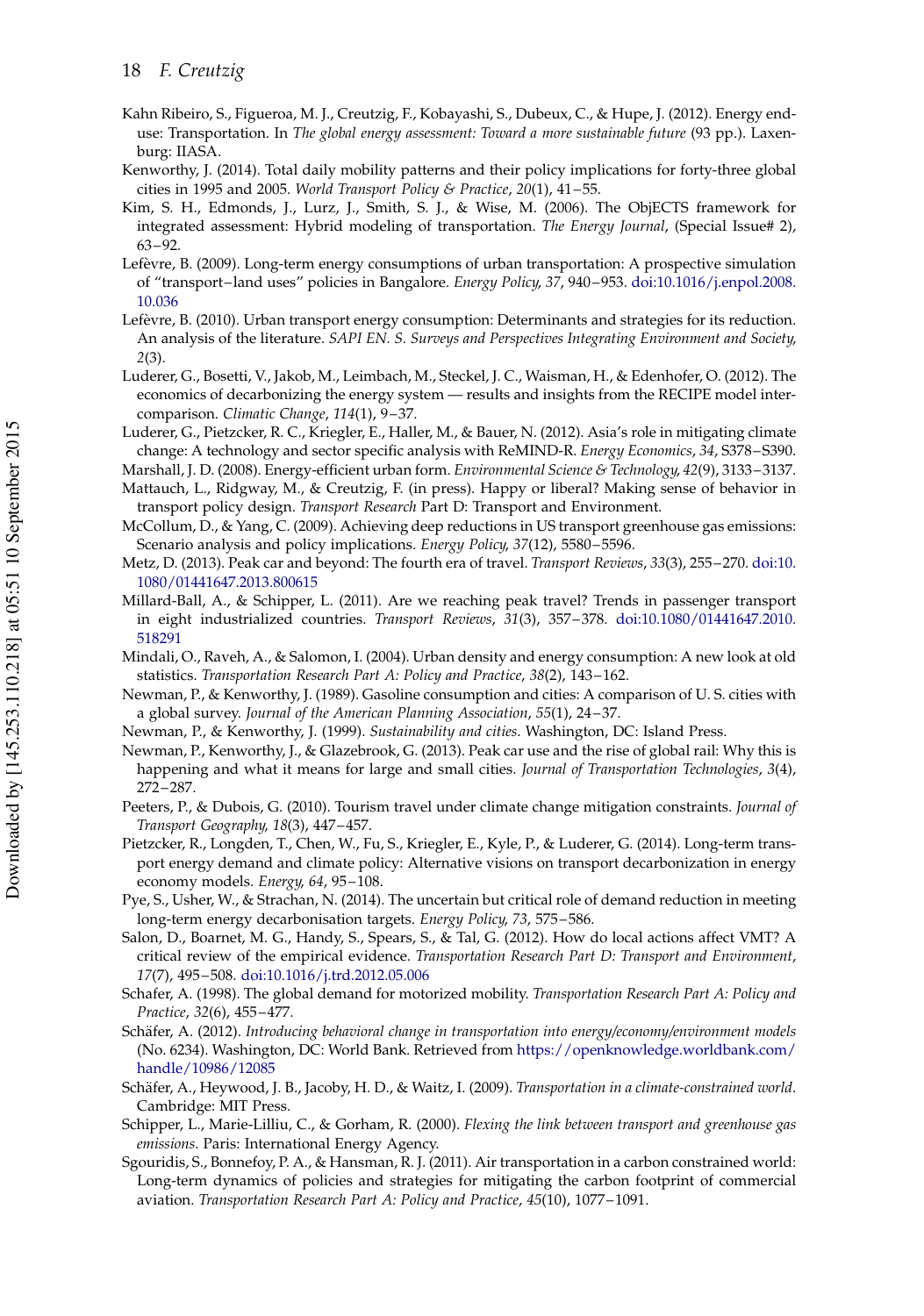Kahn Ribeiro, S., Figueroa, M. J., Creutzig, F., Kobayashi, S., Dubeux, C., & Hupe, J. (2012). Energy end-use: Transportation. In *The global energy assessment: Toward a more sustainable future* (93 pp.). Laxenburg: IIASA.

Kenworthy, J. (2014). Total daily mobility patterns and their policy implications for forty-three global cities in 1995 and 2005. *World Transport Policy & Practice*, *20*(1), 41–55.

Kim, S. H., Edmonds, J., Lurz, J., Smith, S. J., & Wise, M. (2006). The ObjECTS framework for integrated assessment: Hybrid modeling of transportation. *The Energy Journal*, (Special Issue# 2), 63–92.

Lefèvre, B. (2009). Long-term energy consumptions of urban transportation: A prospective simulation of "transport–land uses" policies in Bangalore. *Energy Policy*, *37*, 940–953. doi:10.1016/j.enpol.2008.10.036

Lefèvre, B. (2010). Urban transport energy consumption: Determinants and strategies for its reduction. An analysis of the literature. *SAPI EN. S. Surveys and Perspectives Integrating Environment and Society*, *2*(3).

Luderer, G., Bosetti, V., Jakob, M., Leimbach, M., Steckel, J. C., Waisman, H., & Edenhofer, O. (2012). The economics of decarbonizing the energy system — results and insights from the RECIPE model intercomparison. *Climatic Change*, *114*(1), 9–37.

Luderer, G., Pietzcker, R. C., Kriegler, E., Haller, M., & Bauer, N. (2012). Asia's role in mitigating climate change: A technology and sector specific analysis with ReMIND-R. *Energy Economics*, *34*, S378–S390.

Marshall, J. D. (2008). Energy-efficient urban form. *Environmental Science & Technology*, *42*(9), 3133–3137.

Mattauch, L., Ridgway, M., & Creutzig, F. (in press). Happy or liberal? Making sense of behavior in transport policy design. *Transport Research* Part D: Transport and Environment.

McCollum, D., & Yang, C. (2009). Achieving deep reductions in US transport greenhouse gas emissions: Scenario analysis and policy implications. *Energy Policy*, *37*(12), 5580–5596.

Metz, D. (2013). Peak car and beyond: The fourth era of travel. *Transport Reviews*, *33*(3), 255–270. doi:10.1080/01441647.2013.800615

Millard-Ball, A., & Schipper, L. (2011). Are we reaching peak travel? Trends in passenger transport in eight industrialized countries. *Transport Reviews*, *31*(3), 357–378. doi:10.1080/01441647.2010.518291

Mindali, O., Raveh, A., & Salomon, I. (2004). Urban density and energy consumption: A new look at old statistics. *Transportation Research Part A: Policy and Practice*, *38*(2), 143–162.

Newman, P., & Kenworthy, J. (1989). Gasoline consumption and cities: A comparison of U. S. cities with a global survey. *Journal of the American Planning Association*, *55*(1), 24–37.

Newman, P., & Kenworthy, J. (1999). *Sustainability and cities*. Washington, DC: Island Press.

Newman, P., Kenworthy, J., & Glazebrook, G. (2013). Peak car use and the rise of global rail: Why this is happening and what it means for large and small cities. *Journal of Transportation Technologies*, *3*(4), 272–287.

Peeters, P., & Dubois, G. (2010). Tourism travel under climate change mitigation constraints. *Journal of Transport Geography*, *18*(3), 447–457.

Pietzcker, R., Longden, T., Chen, W., Fu, S., Kriegler, E., Kyle, P., & Luderer, G. (2014). Long-term transport energy demand and climate policy: Alternative visions on transport decarbonization in energy economy models. *Energy*, *64*, 95–108.

Pye, S., Usher, W., & Strachan, N. (2014). The uncertain but critical role of demand reduction in meeting long-term energy decarbonisation targets. *Energy Policy*, *73*, 575–586.

Salon, D., Boarnet, M. G., Handy, S., Spears, S., & Tal, G. (2012). How do local actions affect VMT? A critical review of the empirical evidence. *Transportation Research Part D: Transport and Environment*, *17*(7), 495–508. doi:10.1016/j.trd.2012.05.006

Schafer, A. (1998). The global demand for motorized mobility. *Transportation Research Part A: Policy and Practice*, *32*(6), 455–477.

Schäfer, A. (2012). *Introducing behavioral change in transportation into energy/economy/environment models* (No. 6234). Washington, DC: World Bank. Retrieved from https://openknowledge.worldbank.com/handle/10986/12085

Schäfer, A., Heywood, J. B., Jacoby, H. D., & Waitz, I. (2009). *Transportation in a climate-constrained world*. Cambridge: MIT Press.

Schipper, L., Marie-Lilliu, C., & Gorham, R. (2000). *Flexing the link between transport and greenhouse gas emissions*. Paris: International Energy Agency.

Sgouridis, S., Bonnefoy, P. A., & Hansman, R. J. (2011). Air transportation in a carbon constrained world: Long-term dynamics of policies and strategies for mitigating the carbon footprint of commercial aviation. *Transportation Research Part A: Policy and Practice*, *45*(10), 1077–1091.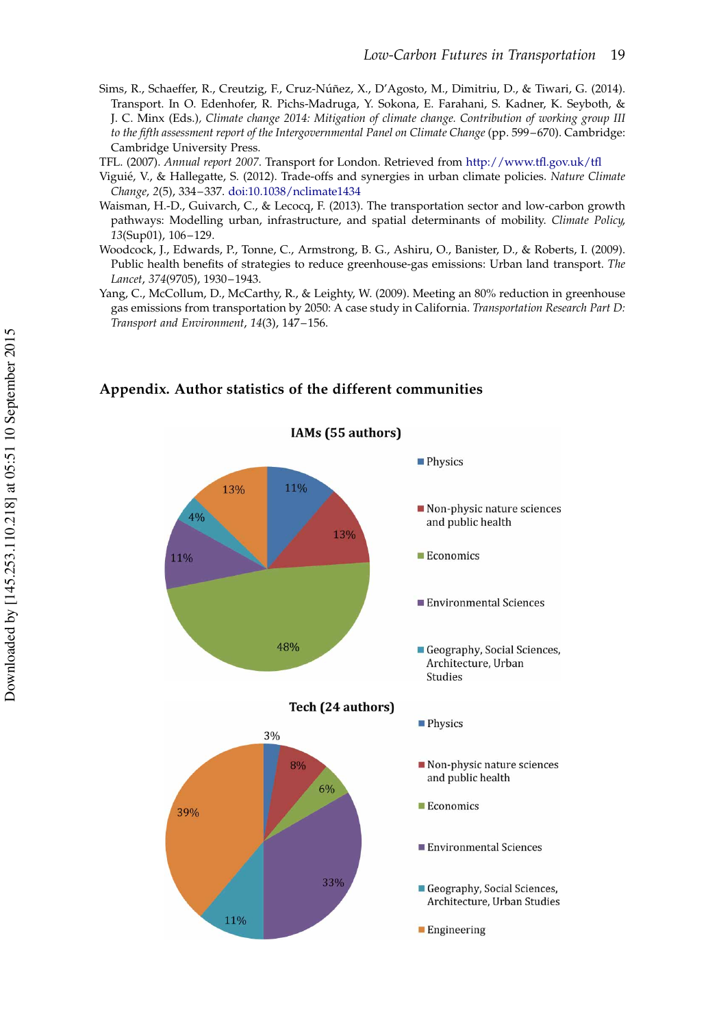Sims, R., Schaeffer, R., Creutzig, F., Cruz-Núñez, X., D'Agosto, M., Dimitriu, D., & Tiwari, G. (2014). Transport. In O. Edenhofer, R. Pichs-Madruga, Y. Sokona, E. Farahani, S. Kadner, K. Seyboth, & J. C. Minx (Eds.), *Climate change 2014: Mitigation of climate change. Contribution of working group III to the fifth assessment report of the Intergovernmental Panel on Climate Change* (pp. 599–670). Cambridge: Cambridge University Press.

TFL. (2007). *Annual report 2007*. Transport for London. Retrieved from http://www.tfl.gov.uk/tfl

Viguié, V., & Hallegatte, S. (2012). Trade-offs and synergies in urban climate policies. *Nature Climate Change*, *2*(5), 334–337. doi:10.1038/nclimate1434

Waisman, H.-D., Guivarch, C., & Lecocq, F. (2013). The transportation sector and low-carbon growth pathways: Modelling urban, infrastructure, and spatial determinants of mobility. *Climate Policy*, *13*(Sup01), 106–129.

Woodcock, J., Edwards, P., Tonne, C., Armstrong, B. G., Ashiru, O., Banister, D., & Roberts, I. (2009). Public health benefits of strategies to reduce greenhouse-gas emissions: Urban land transport. *The Lancet*, *374*(9705), 1930–1943.

Yang, C., McCollum, D., McCarthy, R., & Leighty, W. (2009). Meeting an 80% reduction in greenhouse gas emissions from transportation by 2050: A case study in California. *Transportation Research Part D: Transport and Environment*, *14*(3), 147–156.

## Appendix. Author statistics of the different communities

**IAMs (55 authors)**

| Discipline | Share |
|---|---|
| Physics | 11% |
| Non-physic nature sciences and public health | 13% |
| Economics | 48% |
| Environmental Sciences | 11% |
| Geography, Social Sciences, Architecture, Urban Studies | 4% |
| (unlabelled) | 13% |

**Tech (24 authors)**

| Discipline | Share |
|---|---|
| Physics | 3% |
| Non-physic nature sciences and public health | 8% |
| Economics | 6% |
| Environmental Sciences | 33% |
| Geography, Social Sciences, Architecture, Urban Studies | 11% |
| Engineering | 39% |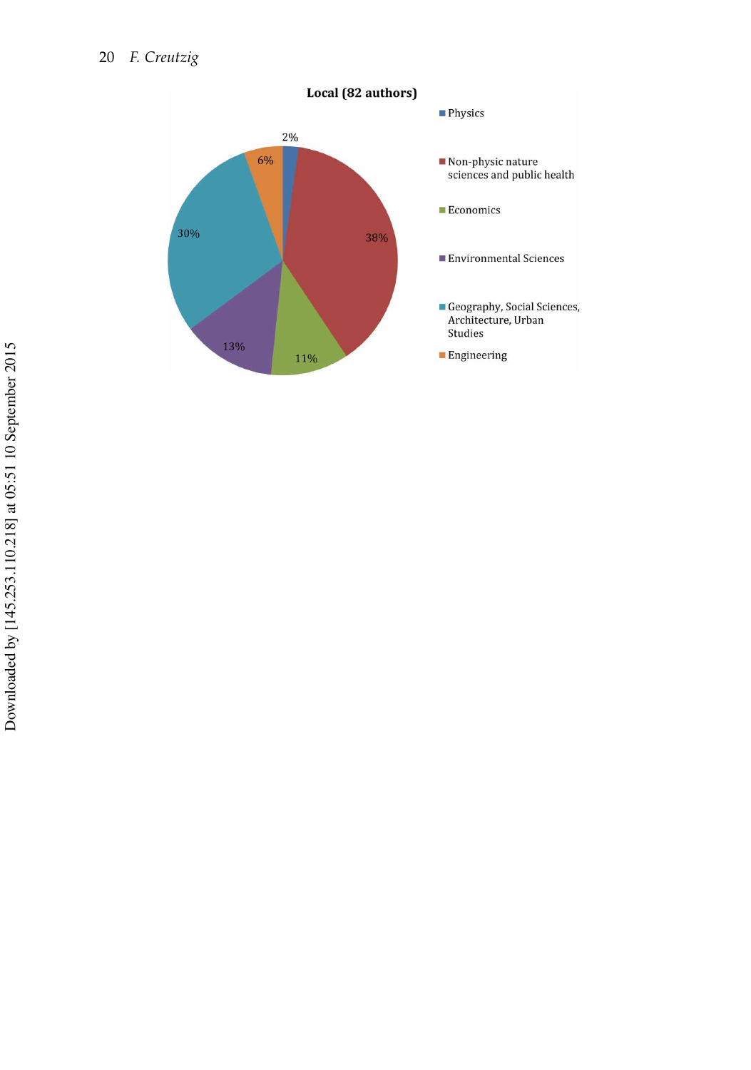Local (82 authors)

2%

6%

30%

38%

13%

11%

Physics

Non-physic nature sciences and public health

Economics

Environmental Sciences

Geography, Social Sciences, Architecture, Urban Studies

Engineering